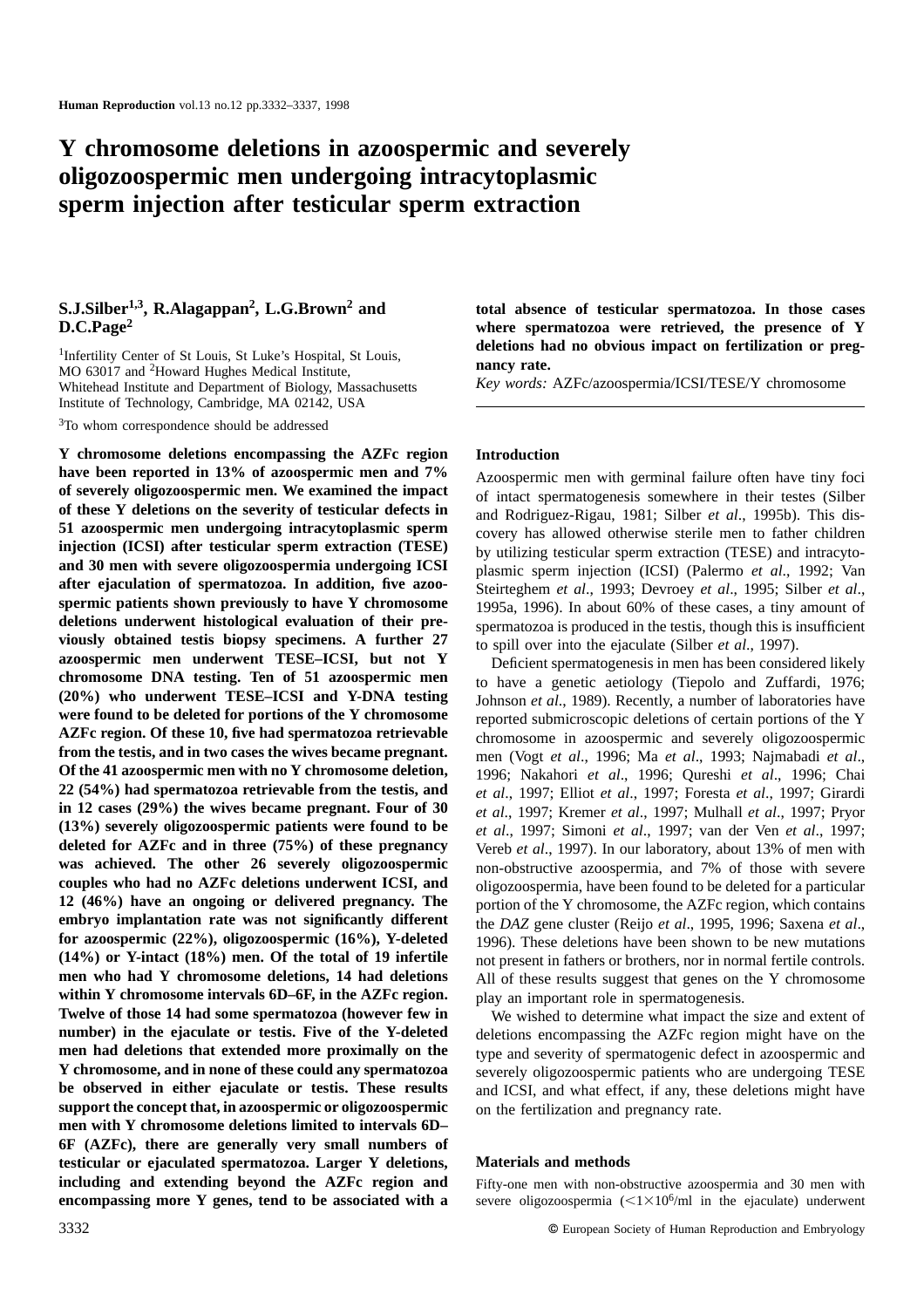# Y chromosome deletions in azoospermic and severely oligozoospermic men undergoing intracytoplasmic sperm injection after testicular sperm extraction

**S.J.Silber[1,3], R.Alagappan[2], L.G.Brown[2] and D.C.Page[2]**

[1]Infertility Center of St Louis, St Luke's Hospital, St Louis, MO 63017 and [2]Howard Hughes Medical Institute, Whitehead Institute and Department of Biology, Massachusetts Institute of Technology, Cambridge, MA 02142, USA

[3]To whom correspondence should be addressed

**Y chromosome deletions encompassing the AZFc region have been reported in 13% of azoospermic men and 7% of severely oligozoospermic men. We examined the impact of these Y deletions on the severity of testicular defects in 51 azoospermic men undergoing intracytoplasmic sperm injection (ICSI) after testicular sperm extraction (TESE) and 30 men with severe oligozoospermia undergoing ICSI after ejaculation of spermatozoa. In addition, five azoospermic patients shown previously to have Y chromosome deletions underwent histological evaluation of their previously obtained testis biopsy specimens. A further 27 azoospermic men underwent TESE–ICSI, but not Y chromosome DNA testing. Ten of 51 azoospermic men (20%) who underwent TESE–ICSI and Y-DNA testing were found to be deleted for portions of the Y chromosome AZFc region. Of these 10, five had spermatozoa retrievable from the testis, and in two cases the wives became pregnant. Of the 41 azoospermic men with no Y chromosome deletion, 22 (54%) had spermatozoa retrievable from the testis, and in 12 cases (29%) the wives became pregnant. Four of 30 (13%) severely oligozoospermic patients were found to be deleted for AZFc and in three (75%) of these pregnancy was achieved. The other 26 severely oligozoospermic couples who had no AZFc deletions underwent ICSI, and 12 (46%) have an ongoing or delivered pregnancy. The embryo implantation rate was not significantly different for azoospermic (22%), oligozoospermic (16%), Y-deleted (14%) or Y-intact (18%) men. Of the total of 19 infertile men who had Y chromosome deletions, 14 had deletions within Y chromosome intervals 6D–6F, in the AZFc region. Twelve of those 14 had some spermatozoa (however few in number) in the ejaculate or testis. Five of the Y-deleted men had deletions that extended more proximally on the Y chromosome, and in none of these could any spermatozoa be observed in either ejaculate or testis. These results support the concept that, in azoospermic or oligozoospermic men with Y chromosome deletions limited to intervals 6D–6F (AZFc), there are generally very small numbers of testicular or ejaculated spermatozoa. Larger Y deletions, including and extending beyond the AZFc region and encompassing more Y genes, tend to be associated with a total absence of testicular spermatozoa. In those cases where spermatozoa were retrieved, the presence of Y deletions had no obvious impact on fertilization or pregnancy rate.**

*Key words:* AZFc/azoospermia/ICSI/TESE/Y chromosome

## Introduction

Azoospermic men with germinal failure often have tiny foci of intact spermatogenesis somewhere in their testes (Silber and Rodriguez-Rigau, 1981; Silber *et al*., 1995b). This discovery has allowed otherwise sterile men to father children by utilizing testicular sperm extraction (TESE) and intracytoplasmic sperm injection (ICSI) (Palermo *et al*., 1992; Van Steirteghem *et al*., 1993; Devroey *et al*., 1995; Silber *et al*., 1995a, 1996). In about 60% of these cases, a tiny amount of spermatozoa is produced in the testis, though this is insufficient to spill over into the ejaculate (Silber *et al*., 1997).

Deficient spermatogenesis in men has been considered likely to have a genetic aetiology (Tiepolo and Zuffardi, 1976; Johnson *et al*., 1989). Recently, a number of laboratories have reported submicroscopic deletions of certain portions of the Y chromosome in azoospermic and severely oligozoospermic men (Vogt *et al*., 1996; Ma *et al*., 1993; Najmabadi *et al*., 1996; Nakahori *et al*., 1996; Qureshi *et al*., 1996; Chai *et al*., 1997; Elliot *et al*., 1997; Foresta *et al*., 1997; Girardi *et al*., 1997; Kremer *et al*., 1997; Mulhall *et al*., 1997; Pryor *et al*., 1997; Simoni *et al*., 1997; van der Ven *et al*., 1997; Vereb *et al*., 1997). In our laboratory, about 13% of men with non-obstructive azoospermia, and 7% of those with severe oligozoospermia, have been found to be deleted for a particular portion of the Y chromosome, the AZFc region, which contains the *DAZ* gene cluster (Reijo *et al*., 1995, 1996; Saxena *et al*., 1996). These deletions have been shown to be new mutations not present in fathers or brothers, nor in normal fertile controls. All of these results suggest that genes on the Y chromosome play an important role in spermatogenesis.

We wished to determine what impact the size and extent of deletions encompassing the AZFc region might have on the type and severity of spermatogenic defect in azoospermic and severely oligozoospermic patients who are undergoing TESE and ICSI, and what effect, if any, these deletions might have on the fertilization and pregnancy rate.

## Materials and methods

Fifty-one men with non-obstructive azoospermia and 30 men with severe oligozoospermia ($<1\times10^6$/ml in the ejaculate) underwent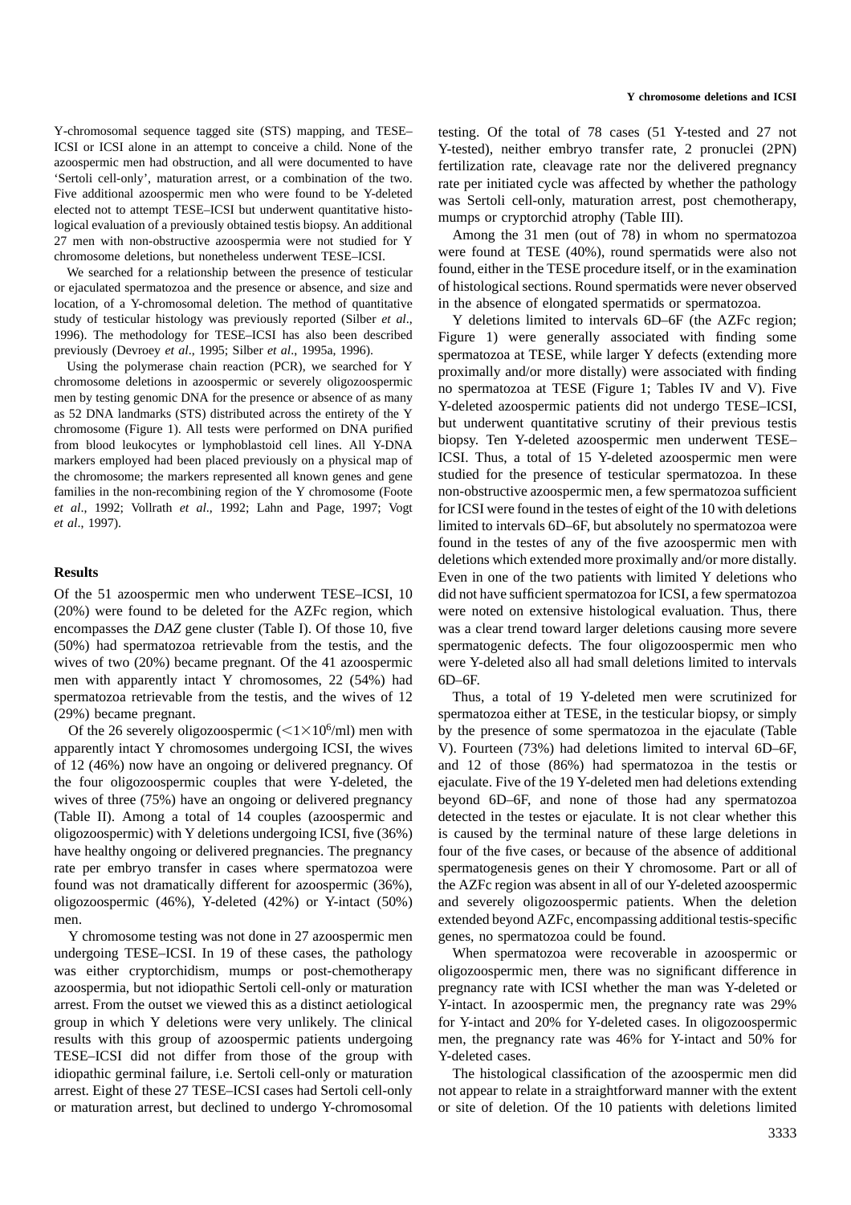Y-chromosomal sequence tagged site (STS) mapping, and TESE–ICSI or ICSI alone in an attempt to conceive a child. None of the azoospermic men had obstruction, and all were documented to have 'Sertoli cell-only', maturation arrest, or a combination of the two. Five additional azoospermic men who were found to be Y-deleted elected not to attempt TESE–ICSI but underwent quantitative histological evaluation of a previously obtained testis biopsy. An additional 27 men with non-obstructive azoospermia were not studied for Y chromosome deletions, but nonetheless underwent TESE–ICSI.

We searched for a relationship between the presence of testicular or ejaculated spermatozoa and the presence or absence, and size and location, of a Y-chromosomal deletion. The method of quantitative study of testicular histology was previously reported (Silber *et al*., 1996). The methodology for TESE–ICSI has also been described previously (Devroey *et al*., 1995; Silber *et al*., 1995a, 1996).

Using the polymerase chain reaction (PCR), we searched for Y chromosome deletions in azoospermic or severely oligozoospermic men by testing genomic DNA for the presence or absence of as many as 52 DNA landmarks (STS) distributed across the entirety of the Y chromosome (Figure 1). All tests were performed on DNA purified from blood leukocytes or lymphoblastoid cell lines. All Y-DNA markers employed had been placed previously on a physical map of the chromosome; the markers represented all known genes and gene families in the non-recombining region of the Y chromosome (Foote *et al*., 1992; Vollrath *et al*., 1992; Lahn and Page, 1997; Vogt *et al*., 1997).

## Results

Of the 51 azoospermic men who underwent TESE–ICSI, 10 (20%) were found to be deleted for the AZFc region, which encompasses the *DAZ* gene cluster (Table I). Of those 10, five (50%) had spermatozoa retrievable from the testis, and the wives of two (20%) became pregnant. Of the 41 azoospermic men with apparently intact Y chromosomes, 22 (54%) had spermatozoa retrievable from the testis, and the wives of 12 (29%) became pregnant.

Of the 26 severely oligozoospermic ($<1\times10^6$/ml) men with apparently intact Y chromosomes undergoing ICSI, the wives of 12 (46%) now have an ongoing or delivered pregnancy. Of the four oligozoospermic couples that were Y-deleted, the wives of three (75%) have an ongoing or delivered pregnancy (Table II). Among a total of 14 couples (azoospermic and oligozoospermic) with Y deletions undergoing ICSI, five (36%) have healthy ongoing or delivered pregnancies. The pregnancy rate per embryo transfer in cases where spermatozoa were found was not dramatically different for azoospermic (36%), oligozoospermic (46%), Y-deleted (42%) or Y-intact (50%) men.

Y chromosome testing was not done in 27 azoospermic men undergoing TESE–ICSI. In 19 of these cases, the pathology was either cryptorchidism, mumps or post-chemotherapy azoospermia, but not idiopathic Sertoli cell-only or maturation arrest. From the outset we viewed this as a distinct aetiological group in which Y deletions were very unlikely. The clinical results with this group of azoospermic patients undergoing TESE–ICSI did not differ from those of the group with idiopathic germinal failure, i.e. Sertoli cell-only or maturation arrest. Eight of these 27 TESE–ICSI cases had Sertoli cell-only or maturation arrest, but declined to undergo Y-chromosomal testing. Of the total of 78 cases (51 Y-tested and 27 not Y-tested), neither embryo transfer rate, 2 pronuclei (2PN) fertilization rate, cleavage rate nor the delivered pregnancy rate per initiated cycle was affected by whether the pathology was Sertoli cell-only, maturation arrest, post chemotherapy, mumps or cryptorchid atrophy (Table III).

Among the 31 men (out of 78) in whom no spermatozoa were found at TESE (40%), round spermatids were also not found, either in the TESE procedure itself, or in the examination of histological sections. Round spermatids were never observed in the absence of elongated spermatids or spermatozoa.

Y deletions limited to intervals 6D–6F (the AZFc region; Figure 1) were generally associated with finding some spermatozoa at TESE, while larger Y defects (extending more proximally and/or more distally) were associated with finding no spermatozoa at TESE (Figure 1; Tables IV and V). Five Y-deleted azoospermic patients did not undergo TESE–ICSI, but underwent quantitative scrutiny of their previous testis biopsy. Ten Y-deleted azoospermic men underwent TESE–ICSI. Thus, a total of 15 Y-deleted azoospermic men were studied for the presence of testicular spermatozoa. In these non-obstructive azoospermic men, a few spermatozoa sufficient for ICSI were found in the testes of eight of the 10 with deletions limited to intervals 6D–6F, but absolutely no spermatozoa were found in the testes of any of the five azoospermic men with deletions which extended more proximally and/or more distally. Even in one of the two patients with limited Y deletions who did not have sufficient spermatozoa for ICSI, a few spermatozoa were noted on extensive histological evaluation. Thus, there was a clear trend toward larger deletions causing more severe spermatogenic defects. The four oligozoospermic men who were Y-deleted also all had small deletions limited to intervals 6D–6F.

Thus, a total of 19 Y-deleted men were scrutinized for spermatozoa either at TESE, in the testicular biopsy, or simply by the presence of some spermatozoa in the ejaculate (Table V). Fourteen (73%) had deletions limited to interval 6D–6F, and 12 of those (86%) had spermatozoa in the testis or ejaculate. Five of the 19 Y-deleted men had deletions extending beyond 6D–6F, and none of those had any spermatozoa detected in the testes or ejaculate. It is not clear whether this is caused by the terminal nature of these large deletions in four of the five cases, or because of the absence of additional spermatogenesis genes on their Y chromosome. Part or all of the AZFc region was absent in all of our Y-deleted azoospermic and severely oligozoospermic patients. When the deletion extended beyond AZFc, encompassing additional testis-specific genes, no spermatozoa could be found.

When spermatozoa were recoverable in azoospermic or oligozoospermic men, there was no significant difference in pregnancy rate with ICSI whether the man was Y-deleted or Y-intact. In azoospermic men, the pregnancy rate was 29% for Y-intact and 20% for Y-deleted cases. In oligozoospermic men, the pregnancy rate was 46% for Y-intact and 50% for Y-deleted cases.

The histological classification of the azoospermic men did not appear to relate in a straightforward manner with the extent or site of deletion. Of the 10 patients with deletions limited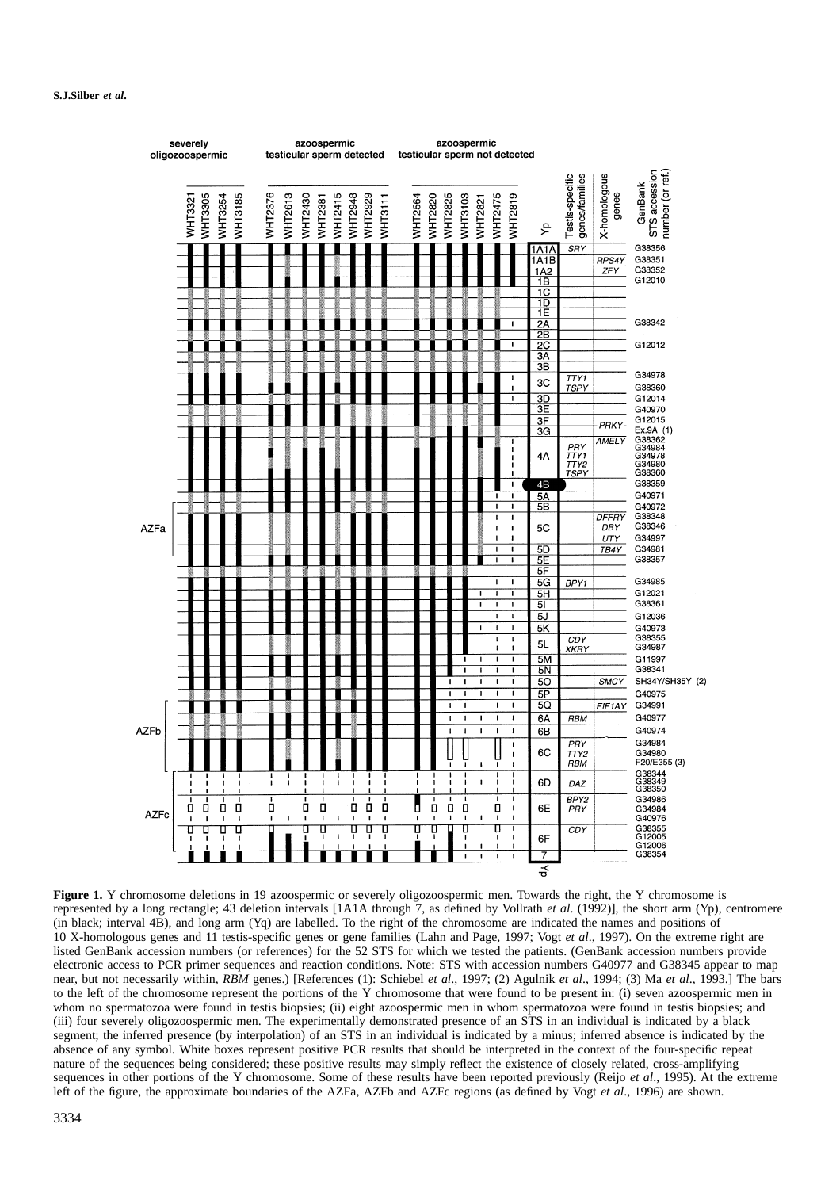**Figure 1.** Y chromosome deletions in 19 azoospermic or severely oligozoospermic men. Towards the right, the Y chromosome is represented by a long rectangle; 43 deletion intervals [1A1A through 7, as defined by Vollrath *et al*. (1992)], the short arm (Yp), centromere (in black; interval 4B), and long arm (Yq) are labelled. To the right of the chromosome are indicated the names and positions of 10 X-homologous genes and 11 testis-specific genes or gene families (Lahn and Page, 1997; Vogt *et al*., 1997). On the extreme right are listed GenBank accession numbers (or references) for the 52 STS for which we tested the patients. (GenBank accession numbers provide electronic access to PCR primer sequences and reaction conditions. Note: STS with accession numbers G40977 and G38345 appear to map near, but not necessarily within, *RBM* genes.) [References (1): Schiebel *et al*., 1997; (2) Agulnik *et al*., 1994; (3) Ma *et al*., 1993.] The bars to the left of the chromosome represent the portions of the Y chromosome that were found to be present in: (i) seven azoospermic men in whom no spermatozoa were found in testis biopsies; (ii) eight azoospermic men in whom spermatozoa were found in testis biopsies; and (iii) four severely oligozoospermic men. The experimentally demonstrated presence of an STS in an individual is indicated by a black segment; the inferred presence (by interpolation) of an STS in an individual is indicated by a minus; inferred absence is indicated by the absence of any symbol. White boxes represent positive PCR results that should be interpreted in the context of the four-specific repeat nature of the sequences being considered; these positive results may simply reflect the existence of closely related, cross-amplifying sequences in other portions of the Y chromosome. Some of these results have been reported previously (Reijo *et al*., 1995). At the extreme left of the figure, the approximate boundaries of the AZFa, AZFb and AZFc regions (as defined by Vogt *et al*., 1996) are shown.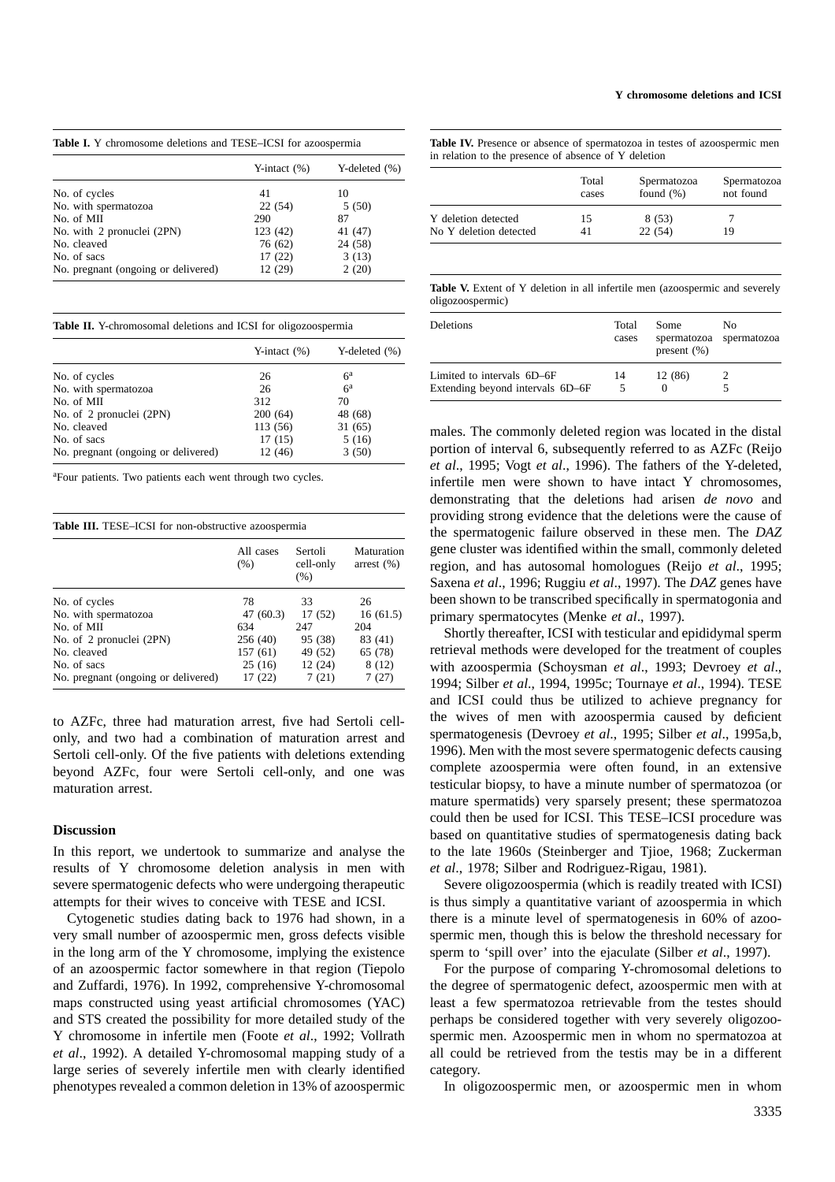**Table I.** Y chromosome deletions and TESE–ICSI for azoospermia

| | Y-intact (%) | Y-deleted (%) |
|---|---|---|
| No. of cycles | 41 | 10 |
| No. with spermatozoa | 22 (54) | 5 (50) |
| No. of MII | 290 | 87 |
| No. with 2 pronuclei (2PN) | 123 (42) | 41 (47) |
| No. cleaved | 76 (62) | 24 (58) |
| No. of sacs | 17 (22) | 3 (13) |
| No. pregnant (ongoing or delivered) | 12 (29) | 2 (20) |

**Table II.** Y-chromosomal deletions and ICSI for oligozoospermia

| | Y-intact (%) | Y-deleted (%) |
|---|---|---|
| No. of cycles | 26 | 6[a] |
| No. with spermatozoa | 26 | 6[a] |
| No. of MII | 312 | 70 |
| No. of 2 pronuclei (2PN) | 200 (64) | 48 (68) |
| No. cleaved | 113 (56) | 31 (65) |
| No. of sacs | 17 (15) | 5 (16) |
| No. pregnant (ongoing or delivered) | 12 (46) | 3 (50) |

[a]Four patients. Two patients each went through two cycles.

**Table III.** TESE–ICSI for non-obstructive azoospermia

| | All cases (%) | Sertoli cell-only (%) | Maturation arrest (%) |
|---|---|---|---|
| No. of cycles | 78 | 33 | 26 |
| No. with spermatozoa | 47 (60.3) | 17 (52) | 16 (61.5) |
| No. of MII | 634 | 247 | 204 |
| No. of 2 pronuclei (2PN) | 256 (40) | 95 (38) | 83 (41) |
| No. cleaved | 157 (61) | 49 (52) | 65 (78) |
| No. of sacs | 25 (16) | 12 (24) | 8 (12) |
| No. pregnant (ongoing or delivered) | 17 (22) | 7 (21) | 7 (27) |

to AZFc, three had maturation arrest, five had Sertoli cell-only, and two had a combination of maturation arrest and Sertoli cell-only. Of the five patients with deletions extending beyond AZFc, four were Sertoli cell-only, and one was maturation arrest.

## Discussion

In this report, we undertook to summarize and analyse the results of Y chromosome deletion analysis in men with severe spermatogenic defects who were undergoing therapeutic attempts for their wives to conceive with TESE and ICSI.

Cytogenetic studies dating back to 1976 had shown, in a very small number of azoospermic men, gross defects visible in the long arm of the Y chromosome, implying the existence of an azoospermic factor somewhere in that region (Tiepolo and Zuffardi, 1976). In 1992, comprehensive Y-chromosomal maps constructed using yeast artificial chromosomes (YAC) and STS created the possibility for more detailed study of the Y chromosome in infertile men (Foote *et al*., 1992; Vollrath *et al*., 1992). A detailed Y-chromosomal mapping study of a large series of severely infertile men with clearly identified phenotypes revealed a common deletion in 13% of azoospermic males. The commonly deleted region was located in the distal portion of interval 6, subsequently referred to as AZFc (Reijo *et al*., 1995; Vogt *et al*., 1996). The fathers of the Y-deleted, infertile men were shown to have intact Y chromosomes, demonstrating that the deletions had arisen *de novo* and providing strong evidence that the deletions were the cause of the spermatogenic failure observed in these men. The *DAZ* gene cluster was identified within the small, commonly deleted region, and has autosomal homologues (Reijo *et al*., 1995; Saxena *et al*., 1996; Ruggiu *et al*., 1997). The *DAZ* genes have been shown to be transcribed specifically in spermatogonia and primary spermatocytes (Menke *et al*., 1997).

**Table IV.** Presence or absence of spermatozoa in testes of azoospermic men in relation to the presence of absence of Y deletion

| | Total cases | Spermatozoa found (%) | Spermatozoa not found |
|---|---|---|---|
| Y deletion detected | 15 | 8 (53) | 7 |
| No Y deletion detected | 41 | 22 (54) | 19 |

**Table V.** Extent of Y deletion in all infertile men (azoospermic and severely oligozoospermic)

| Deletions | Total cases | Some spermatozoa present (%) | No spermatozoa |
|---|---|---|---|
| Limited to intervals 6D–6F | 14 | 12 (86) | 2 |
| Extending beyond intervals 6D–6F | 5 | 0 | 5 |

Shortly thereafter, ICSI with testicular and epididymal sperm retrieval methods were developed for the treatment of couples with azoospermia (Schoysman *et al*., 1993; Devroey *et al*., 1994; Silber *et al*., 1994, 1995c; Tournaye *et al*., 1994). TESE and ICSI could thus be utilized to achieve pregnancy for the wives of men with azoospermia caused by deficient spermatogenesis (Devroey *et al*., 1995; Silber *et al*., 1995a,b, 1996). Men with the most severe spermatogenic defects causing complete azoospermia were often found, in an extensive testicular biopsy, to have a minute number of spermatozoa (or mature spermatids) very sparsely present; these spermatozoa could then be used for ICSI. This TESE–ICSI procedure was based on quantitative studies of spermatogenesis dating back to the late 1960s (Steinberger and Tjioe, 1968; Zuckerman *et al*., 1978; Silber and Rodriguez-Rigau, 1981).

Severe oligozoospermia (which is readily treated with ICSI) is thus simply a quantitative variant of azoospermia in which there is a minute level of spermatogenesis in 60% of azoospermic men, though this is below the threshold necessary for sperm to 'spill over' into the ejaculate (Silber *et al*., 1997).

For the purpose of comparing Y-chromosomal deletions to the degree of spermatogenic defect, azoospermic men with at least a few spermatozoa retrievable from the testes should perhaps be considered together with very severely oligozoospermic men. Azoospermic men in whom no spermatozoa at all could be retrieved from the testis may be in a different category.

In oligozoospermic men, or azoospermic men in whom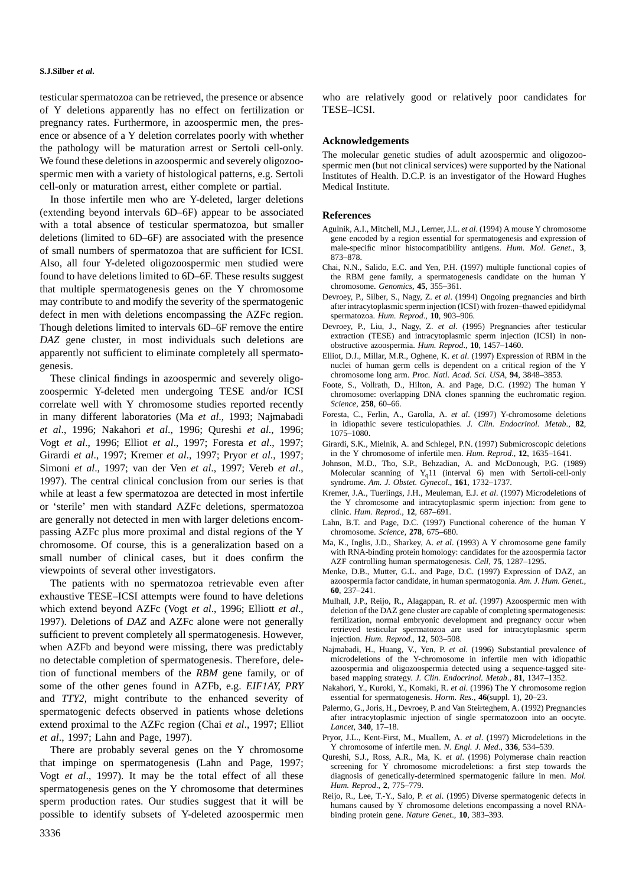testicular spermatozoa can be retrieved, the presence or absence of Y deletions apparently has no effect on fertilization or pregnancy rates. Furthermore, in azoospermic men, the presence or absence of a Y deletion correlates poorly with whether the pathology will be maturation arrest or Sertoli cell-only. We found these deletions in azoospermic and severely oligozoospermic men with a variety of histological patterns, e.g. Sertoli cell-only or maturation arrest, either complete or partial.

In those infertile men who are Y-deleted, larger deletions (extending beyond intervals 6D–6F) appear to be associated with a total absence of testicular spermatozoa, but smaller deletions (limited to 6D–6F) are associated with the presence of small numbers of spermatozoa that are sufficient for ICSI. Also, all four Y-deleted oligozoospermic men studied were found to have deletions limited to 6D–6F. These results suggest that multiple spermatogenesis genes on the Y chromosome may contribute to and modify the severity of the spermatogenic defect in men with deletions encompassing the AZFc region. Though deletions limited to intervals 6D–6F remove the entire *DAZ* gene cluster, in most individuals such deletions are apparently not sufficient to eliminate completely all spermatogenesis.

These clinical findings in azoospermic and severely oligozoospermic Y-deleted men undergoing TESE and/or ICSI correlate well with Y chromosome studies reported recently in many different laboratories (Ma *et al*., 1993; Najmabadi *et al*., 1996; Nakahori *et al*., 1996; Qureshi *et al*., 1996; Vogt *et al*., 1996; Elliot *et al*., 1997; Foresta *et al*., 1997; Girardi *et al*., 1997; Kremer *et al*., 1997; Pryor *et al*., 1997; Simoni *et al*., 1997; van der Ven *et al*., 1997; Vereb *et al*., 1997). The central clinical conclusion from our series is that while at least a few spermatozoa are detected in most infertile or 'sterile' men with standard AZFc deletions, spermatozoa are generally not detected in men with larger deletions encompassing AZFc plus more proximal and distal regions of the Y chromosome. Of course, this is a generalization based on a small number of clinical cases, but it does confirm the viewpoints of several other investigators.

The patients with no spermatozoa retrievable even after exhaustive TESE–ICSI attempts were found to have deletions which extend beyond AZFc (Vogt *et al*., 1996; Elliott *et al*., 1997). Deletions of *DAZ* and AZFc alone were not generally sufficient to prevent completely all spermatogenesis. However, when AZFb and beyond were missing, there was predictably no detectable completion of spermatogenesis. Therefore, deletion of functional members of the *RBM* gene family, or of some of the other genes found in AZFb, e.g. *EIF1AY, PRY* and *TTY2*, might contribute to the enhanced severity of spermatogenic defects observed in patients whose deletions extend proximal to the AZFc region (Chai *et al*., 1997; Elliot *et al*., 1997; Lahn and Page, 1997).

There are probably several genes on the Y chromosome that impinge on spermatogenesis (Lahn and Page, 1997; Vogt *et al*., 1997). It may be the total effect of all these spermatogenesis genes on the Y chromosome that determines sperm production rates. Our studies suggest that it will be possible to identify subsets of Y-deleted azoospermic men who are relatively good or relatively poor candidates for TESE–ICSI.

## Acknowledgements

The molecular genetic studies of adult azoospermic and oligozoospermic men (but not clinical services) were supported by the National Institutes of Health. D.C.P. is an investigator of the Howard Hughes Medical Institute.

## References

Agulnik, A.I., Mitchell, M.J., Lerner, J.L. *et al*. (1994) A mouse Y chromosome gene encoded by a region essential for spermatogenesis and expression of male-specific minor histocompatibility antigens. *Hum. Mol. Genet*., **3**, 873–878.

Chai, N.N., Salido, E.C. and Yen, P.H. (1997) multiple functional copies of the RBM gene family, a spermatogenesis candidate on the human Y chromosome. *Genomics*, **45**, 355–361.

Devroey, P., Silber, S., Nagy, Z. *et al*. (1994) Ongoing pregnancies and birth after intracytoplasmic sperm injection (ICSI) with frozen–thawed epididymal spermatozoa. *Hum. Reprod*., **10**, 903–906.

Devroey, P., Liu, J., Nagy, Z. *et al*. (1995) Pregnancies after testicular extraction (TESE) and intracytoplasmic sperm injection (ICSI) in non-obstructive azoospermia. *Hum. Reprod*., **10**, 1457–1460.

Elliot, D.J., Millar, M.R., Oghene, K. *et al*. (1997) Expression of RBM in the nuclei of human germ cells is dependent on a critical region of the Y chromosome long arm. *Proc. Natl. Acad. Sci. USA*, **94**, 3848–3853.

Foote, S., Vollrath, D., Hilton, A. and Page, D.C. (1992) The human Y chromosome: overlapping DNA clones spanning the euchromatic region. *Science*, **258**, 60–66.

Foresta, C., Ferlin, A., Garolla, A. *et al*. (1997) Y-chromosome deletions in idiopathic severe testiculopathies. *J. Clin. Endocrinol. Metab*., **82**, 1075–1080.

Girardi, S.K., Mielnik, A. and Schlegel, P.N. (1997) Submicroscopic deletions in the Y chromosome of infertile men. *Hum. Reprod*., **12**, 1635–1641.

Johnson, M.D., Tho, S.P., Behzadian, A. and McDonough, P.G. (1989) Molecular scanning of $Y_q11$ (interval 6) men with Sertoli-cell-only syndrome. *Am. J. Obstet. Gynecol*., **161**, 1732–1737.

Kremer, J.A., Tuerlings, J.H., Meuleman, E.J. *et al*. (1997) Microdeletions of the Y chromosome and intracytoplasmic sperm injection: from gene to clinic. *Hum. Reprod*., **12**, 687–691.

Lahn, B.T. and Page, D.C. (1997) Functional coherence of the human Y chromosome. *Science*, **278**, 675–680.

Ma, K., Inglis, J.D., Sharkey, A. *et al*. (1993) A Y chromosome gene family with RNA-binding protein homology: candidates for the azoospermia factor AZF controlling human spermatogenesis. *Cell*, **75**, 1287–1295.

Menke, D.B., Mutter, G.L. and Page, D.C. (1997) Expression of DAZ, an azoospermia factor candidate, in human spermatogonia. *Am. J. Hum. Genet*., **60**, 237–241.

Mulhall, J.P., Reijo, R., Alagappan, R. *et al*. (1997) Azoospermic men with deletion of the DAZ gene cluster are capable of completing spermatogenesis: fertilization, normal embryonic development and pregnancy occur when retrieved testicular spermatozoa are used for intracytoplasmic sperm injection. *Hum. Reprod*., **12**, 503–508.

Najmabadi, H., Huang, V., Yen, P. *et al*. (1996) Substantial prevalence of microdeletions of the Y-chromosome in infertile men with idiopathic azoospermia and oligozoospermia detected using a sequence-tagged site-based mapping strategy. *J. Clin. Endocrinol. Metab*., **81**, 1347–1352.

Nakahori, Y., Kuroki, Y., Komaki, R. *et al*. (1996) The Y chromosome region essential for spermatogenesis. *Horm. Res*., **46**(suppl. 1), 20–23.

Palermo, G., Joris, H., Devroey, P. and Van Steirteghem, A. (1992) Pregnancies after intracytoplasmic injection of single spermatozoon into an oocyte. *Lancet*, **340**, 17–18.

Pryor, J.L., Kent-First, M., Muallem, A. *et al*. (1997) Microdeletions in the Y chromosome of infertile men. *N. Engl. J. Med*., **336**, 534–539.

Qureshi, S.J., Ross, A.R., Ma, K. *et al*. (1996) Polymerase chain reaction screening for Y chromosome microdeletions: a first step towards the diagnosis of genetically-determined spermatogenic failure in men. *Mol. Hum. Reprod*., **2**, 775–779.

Reijo, R., Lee, T.-Y., Salo, P. *et al*. (1995) Diverse spermatogenic defects in humans caused by Y chromosome deletions encompassing a novel RNA-binding protein gene. *Nature Genet*., **10**, 383–393.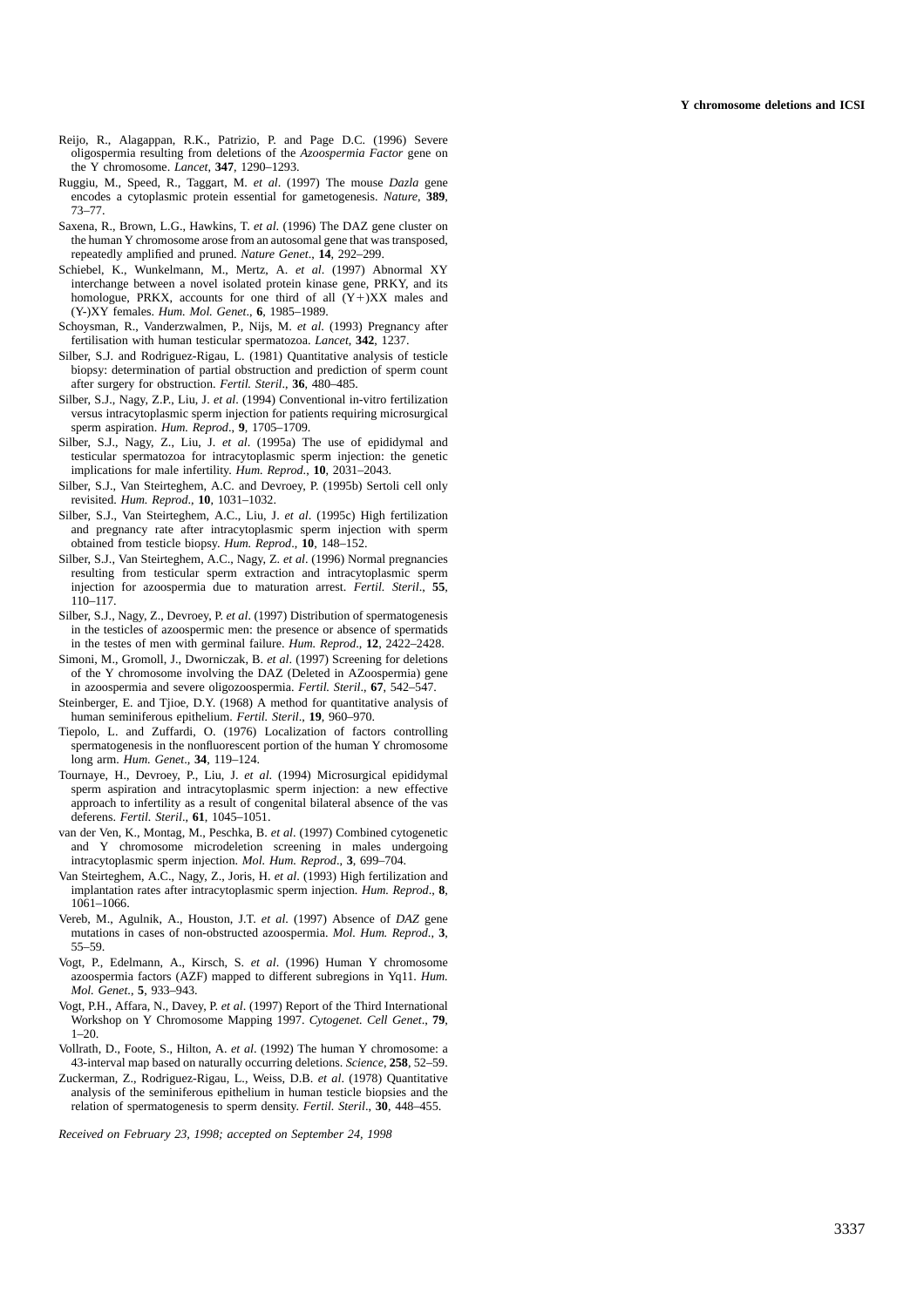Reijo, R., Alagappan, R.K., Patrizio, P. and Page D.C. (1996) Severe oligospermia resulting from deletions of the *Azoospermia Factor* gene on the Y chromosome. *Lancet*, **347**, 1290–1293.

Ruggiu, M., Speed, R., Taggart, M. *et al*. (1997) The mouse *Dazla* gene encodes a cytoplasmic protein essential for gametogenesis. *Nature*, **389**, 73–77.

Saxena, R., Brown, L.G., Hawkins, T. *et al*. (1996) The DAZ gene cluster on the human Y chromosome arose from an autosomal gene that was transposed, repeatedly amplified and pruned. *Nature Genet*., **14**, 292–299.

Schiebel, K., Wunkelmann, M., Mertz, A. *et al*. (1997) Abnormal XY interchange between a novel isolated protein kinase gene, PRKY, and its homologue, PRKX, accounts for one third of all (Y+)XX males and (Y-)XY females. *Hum. Mol. Genet*., **6**, 1985–1989.

Schoysman, R., Vanderzwalmen, P., Nijs, M. *et al*. (1993) Pregnancy after fertilisation with human testicular spermatozoa. *Lancet*, **342**, 1237.

Silber, S.J. and Rodriguez-Rigau, L. (1981) Quantitative analysis of testicle biopsy: determination of partial obstruction and prediction of sperm count after surgery for obstruction. *Fertil. Steril*., **36**, 480–485.

Silber, S.J., Nagy, Z.P., Liu, J. *et al*. (1994) Conventional in-vitro fertilization versus intracytoplasmic sperm injection for patients requiring microsurgical sperm aspiration. *Hum. Reprod*., **9**, 1705–1709.

Silber, S.J., Nagy, Z., Liu, J. *et al*. (1995a) The use of epididymal and testicular spermatozoa for intracytoplasmic sperm injection: the genetic implications for male infertility. *Hum. Reprod*., **10**, 2031–2043.

Silber, S.J., Van Steirteghem, A.C. and Devroey, P. (1995b) Sertoli cell only revisited. *Hum. Reprod*., **10**, 1031–1032.

Silber, S.J., Van Steirteghem, A.C., Liu, J. *et al*. (1995c) High fertilization and pregnancy rate after intracytoplasmic sperm injection with sperm obtained from testicle biopsy. *Hum. Reprod*., **10**, 148–152.

Silber, S.J., Van Steirteghem, A.C., Nagy, Z. *et al*. (1996) Normal pregnancies resulting from testicular sperm extraction and intracytoplasmic sperm injection for azoospermia due to maturation arrest. *Fertil. Steril*., **55**, 110–117.

Silber, S.J., Nagy, Z., Devroey, P. *et al*. (1997) Distribution of spermatogenesis in the testicles of azoospermic men: the presence or absence of spermatids in the testes of men with germinal failure. *Hum. Reprod*., **12**, 2422–2428.

Simoni, M., Gromoll, J., Dworniczak, B. *et al*. (1997) Screening for deletions of the Y chromosome involving the DAZ (Deleted in AZoospermia) gene in azoospermia and severe oligozoospermia. *Fertil. Steril*., **67**, 542–547.

Steinberger, E. and Tjioe, D.Y. (1968) A method for quantitative analysis of human seminiferous epithelium. *Fertil. Steril*., **19**, 960–970.

Tiepolo, L. and Zuffardi, O. (1976) Localization of factors controlling spermatogenesis in the nonfluorescent portion of the human Y chromosome long arm. *Hum. Genet*., **34**, 119–124.

Tournaye, H., Devroey, P., Liu, J. *et al*. (1994) Microsurgical epididymal sperm aspiration and intracytoplasmic sperm injection: a new effective approach to infertility as a result of congenital bilateral absence of the vas deferens. *Fertil. Steril*., **61**, 1045–1051.

van der Ven, K., Montag, M., Peschka, B. *et al*. (1997) Combined cytogenetic and Y chromosome microdeletion screening in males undergoing intracytoplasmic sperm injection. *Mol. Hum. Reprod*., **3**, 699–704.

Van Steirteghem, A.C., Nagy, Z., Joris, H. *et al*. (1993) High fertilization and implantation rates after intracytoplasmic sperm injection. *Hum. Reprod*., **8**, 1061–1066.

Vereb, M., Agulnik, A., Houston, J.T. *et al*. (1997) Absence of *DAZ* gene mutations in cases of non-obstructed azoospermia. *Mol. Hum. Reprod*., **3**, 55–59.

Vogt, P., Edelmann, A., Kirsch, S. *et al*. (1996) Human Y chromosome azoospermia factors (AZF) mapped to different subregions in Yq11. *Hum. Mol. Genet*., **5**, 933–943.

Vogt, P.H., Affara, N., Davey, P. *et al*. (1997) Report of the Third International Workshop on Y Chromosome Mapping 1997. *Cytogenet. Cell Genet*., **79**, 1–20.

Vollrath, D., Foote, S., Hilton, A. *et al*. (1992) The human Y chromosome: a 43-interval map based on naturally occurring deletions. *Science*, **258**, 52–59.

Zuckerman, Z., Rodriguez-Rigau, L., Weiss, D.B. *et al*. (1978) Quantitative analysis of the seminiferous epithelium in human testicle biopsies and the relation of spermatogenesis to sperm density. *Fertil. Steril*., **30**, 448–455.

*Received on February 23, 1998; accepted on September 24, 1998*